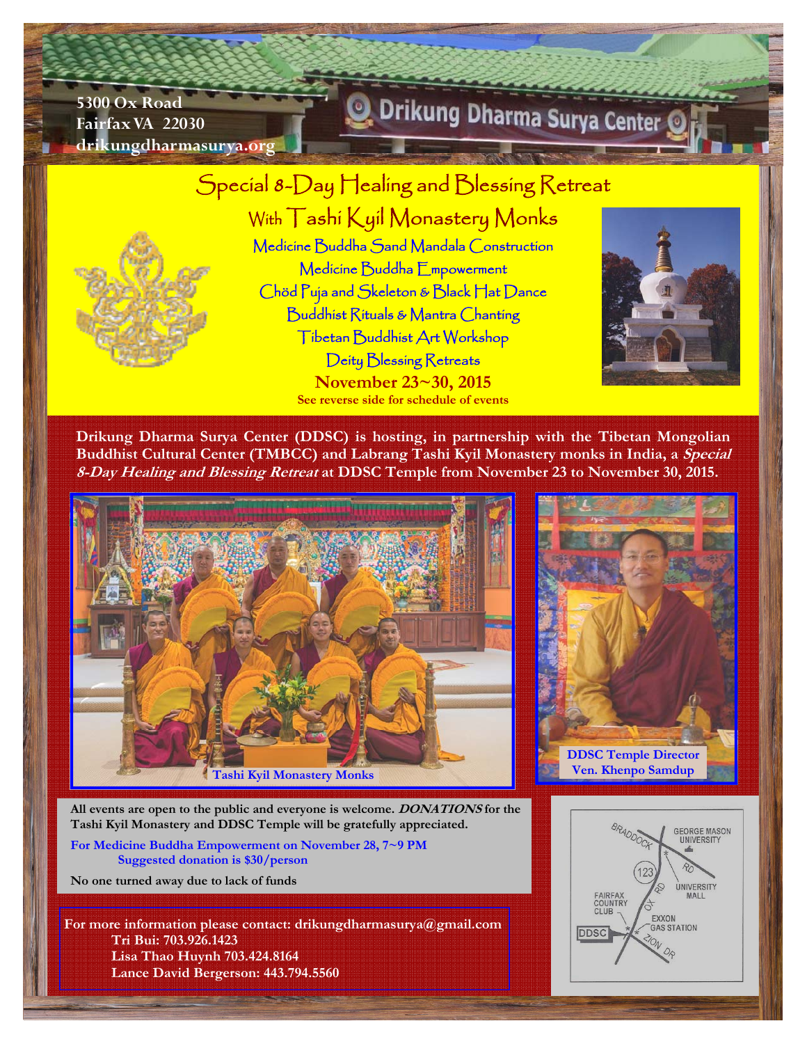5300 Ox Road
Fairfax VA 22030
drikungdharmasurya.org

Drikung Dharma Surya Center

# Special 8-Day Healing and Blessing Retreat

## With Tashi Kyil Monastery Monks

Medicine Buddha Sand Mandala Construction
Medicine Buddha Empowerment
Chöd Puja and Skeleton & Black Hat Dance
Buddhist Rituals & Mantra Chanting
Tibetan Buddhist Art Workshop
Deity Blessing Retreats

**November 23~30, 2015**

**See reverse side for schedule of events**

**Drikung Dharma Surya Center (DDSC) is hosting, in partnership with the Tibetan Mongolian Buddhist Cultural Center (TMBCC) and Labrang Tashi Kyil Monastery monks in India, a *Special 8-Day Healing and Blessing Retreat* at DDSC Temple from November 23 to November 30, 2015.**

Tashi Kyil Monastery Monks

DDSC Temple Director
Ven. Khenpo Samdup

**All events are open to the public and everyone is welcome. *DONATIONS* for the Tashi Kyil Monastery and DDSC Temple will be gratefully appreciated.**

**For Medicine Buddha Empowerment on November 28, 7~9 PM**
**Suggested donation is $30/person**

**No one turned away due to lack of funds**

**For more information please contact: drikungdharmasurya@gmail.com**
**Tri Bui: 703.926.1423**
**Lisa Thao Huynh 703.424.8164**
**Lance David Bergerson: 443.794.5560**

BRADDOCK RD
GEORGE MASON UNIVERSITY
123
OX RD
UNIVERSITY MALL
FAIRFAX COUNTRY CLUB
EXXON GAS STATION
DDSC
ZION DR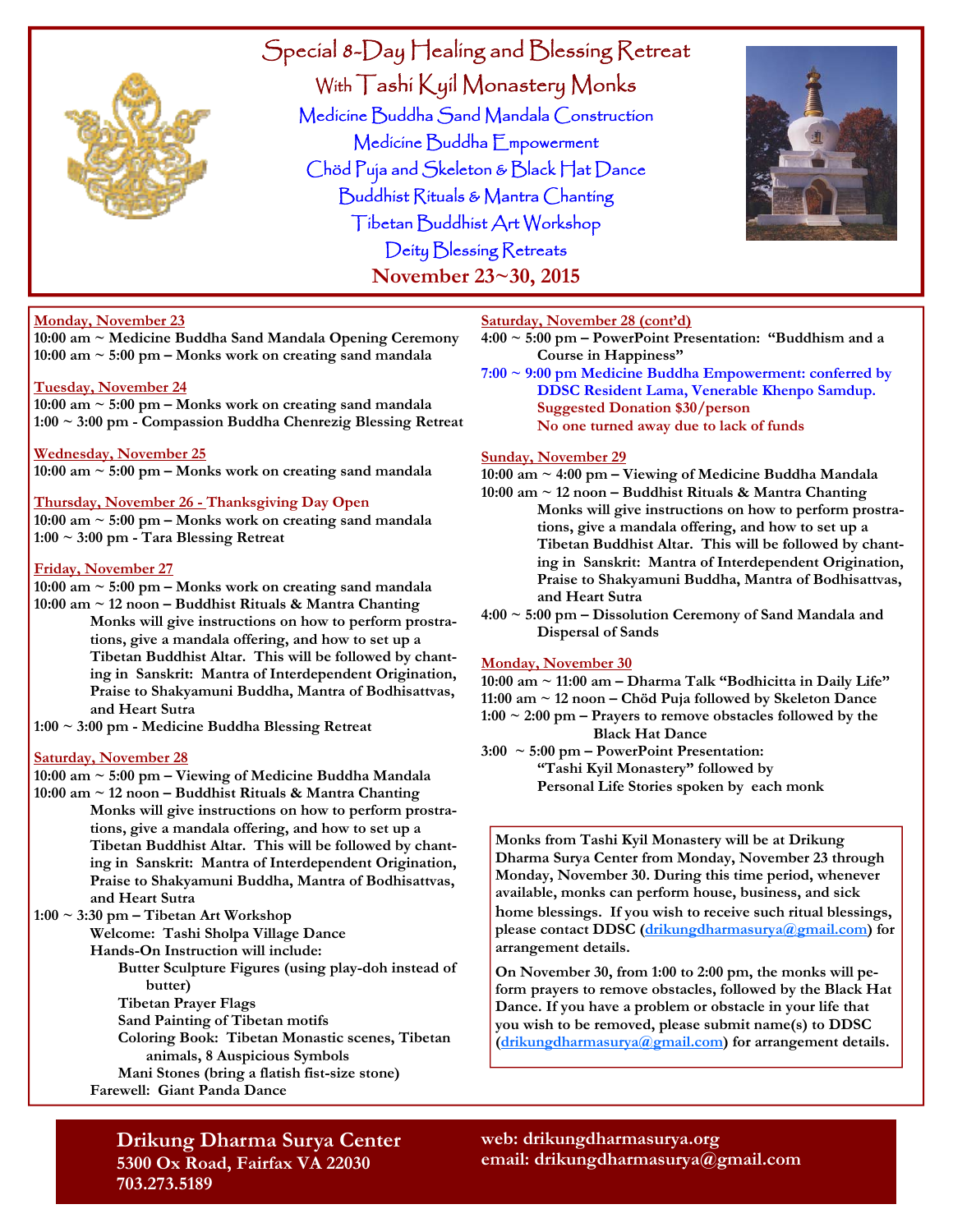# Special 8-Day Healing and Blessing Retreat

## With Tashi Kyil Monastery Monks

Medicine Buddha Sand Mandala Construction
Medicine Buddha Empowerment
Chöd Puja and Skeleton & Black Hat Dance
Buddhist Rituals & Mantra Chanting
Tibetan Buddhist Art Workshop
Deity Blessing Retreats

**November 23~30, 2015**

**Monday, November 23**

**10:00 am ~ Medicine Buddha Sand Mandala Opening Ceremony**
**10:00 am ~ 5:00 pm – Monks work on creating sand mandala**

**Tuesday, November 24**

**10:00 am ~ 5:00 pm – Monks work on creating sand mandala**
**1:00 ~ 3:00 pm - Compassion Buddha Chenrezig Blessing Retreat**

**Wednesday, November 25**

**10:00 am ~ 5:00 pm – Monks work on creating sand mandala**

**Thursday, November 26 - Thanksgiving Day Open**

**10:00 am ~ 5:00 pm – Monks work on creating sand mandala**
**1:00 ~ 3:00 pm - Tara Blessing Retreat**

**Friday, November 27**

**10:00 am ~ 5:00 pm – Monks work on creating sand mandala**
**10:00 am ~ 12 noon – Buddhist Rituals & Mantra Chanting**
**Monks will give instructions on how to perform prostrations, give a mandala offering, and how to set up a Tibetan Buddhist Altar. This will be followed by chanting in Sanskrit: Mantra of Interdependent Origination, Praise to Shakyamuni Buddha, Mantra of Bodhisattvas, and Heart Sutra**
**1:00 ~ 3:00 pm - Medicine Buddha Blessing Retreat**

**Saturday, November 28**

**10:00 am ~ 5:00 pm – Viewing of Medicine Buddha Mandala**
**10:00 am ~ 12 noon – Buddhist Rituals & Mantra Chanting**
**Monks will give instructions on how to perform prostrations, give a mandala offering, and how to set up a Tibetan Buddhist Altar. This will be followed by chanting in Sanskrit: Mantra of Interdependent Origination, Praise to Shakyamuni Buddha, Mantra of Bodhisattvas, and Heart Sutra**
**1:00 ~ 3:30 pm – Tibetan Art Workshop**
**Welcome: Tashi Sholpa Village Dance**
**Hands-On Instruction will include:**
- **Butter Sculpture Figures (using play-doh instead of butter)**
- **Tibetan Prayer Flags**
- **Sand Painting of Tibetan motifs**
- **Coloring Book: Tibetan Monastic scenes, Tibetan animals, 8 Auspicious Symbols**
- **Mani Stones (bring a flatish fist-size stone)**

**Farewell: Giant Panda Dance**

**Saturday, November 28 (cont'd)**

**4:00 ~ 5:00 pm – PowerPoint Presentation: "Buddhism and a Course in Happiness"**
**7:00 ~ 9:00 pm Medicine Buddha Empowerment: conferred by DDSC Resident Lama, Venerable Khenpo Samdup.**
**Suggested Donation $30/person**
**No one turned away due to lack of funds**

**Sunday, November 29**

**10:00 am ~ 4:00 pm – Viewing of Medicine Buddha Mandala**
**10:00 am ~ 12 noon – Buddhist Rituals & Mantra Chanting**
**Monks will give instructions on how to perform prostrations, give a mandala offering, and how to set up a Tibetan Buddhist Altar. This will be followed by chanting in Sanskrit: Mantra of Interdependent Origination, Praise to Shakyamuni Buddha, Mantra of Bodhisattvas, and Heart Sutra**
**4:00 ~ 5:00 pm – Dissolution Ceremony of Sand Mandala and Dispersal of Sands**

**Monday, November 30**

**10:00 am ~ 11:00 am – Dharma Talk "Bodhicitta in Daily Life"**
**11:00 am ~ 12 noon – Chöd Puja followed by Skeleton Dance**
**1:00 ~ 2:00 pm – Prayers to remove obstacles followed by the Black Hat Dance**
**3:00 ~ 5:00 pm – PowerPoint Presentation: "Tashi Kyil Monastery" followed by Personal Life Stories spoken by each monk**

**Monks from Tashi Kyil Monastery will be at Drikung Dharma Surya Center from Monday, November 23 through Monday, November 30. During this time period, whenever available, monks can perform house, business, and sick home blessings. If you wish to receive such ritual blessings, please contact DDSC (drikungdharmasurya@gmail.com) for arrangement details.**

**On November 30, from 1:00 to 2:00 pm, the monks will peform prayers to remove obstacles, followed by the Black Hat Dance. If you have a problem or obstacle in your life that you wish to be removed, please submit name(s) to DDSC (drikungdharmasurya@gmail.com) for arrangement details.**

**Drikung Dharma Surya Center**
**5300 Ox Road, Fairfax VA 22030**
**703.273.5189**

**web: drikungdharmasurya.org**
**email: drikungdharmasurya@gmail.com**